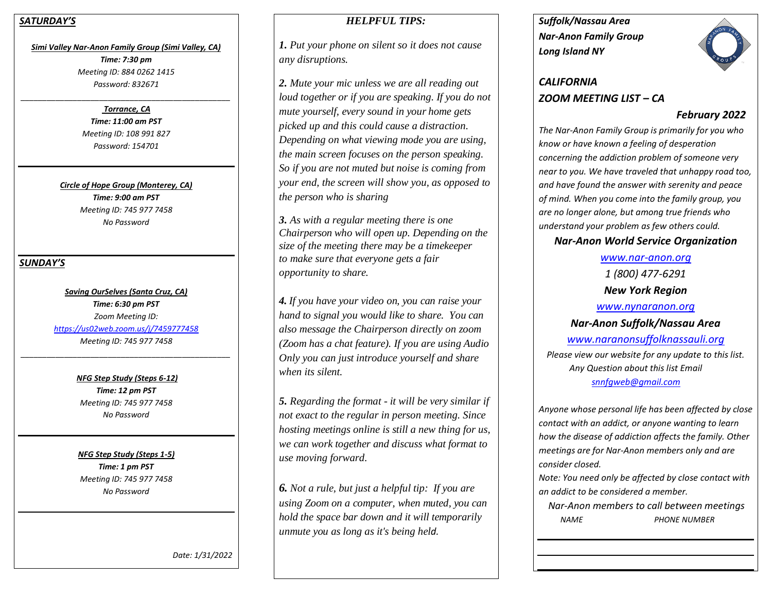## *SATURDAY'S*

***Simi Valley Nar-Anon Family Group (Simi Valley, CA)***
***Time: 7:30 pm***
*Meeting ID: 884 0262 1415*
*Password: 832671*

***Torrance, CA***
***Time: 11:00 am PST***
*Meeting ID: 108 991 827*
*Password: 154701*

***Circle of Hope Group (Monterey, CA)***
***Time: 9:00 am PST***
*Meeting ID: 745 977 7458*
*No Password*

## *SUNDAY'S*

***Saving OurSelves (Santa Cruz, CA)***
***Time: 6:30 pm PST***
*Zoom Meeting ID:*
*https://us02web.zoom.us/j/7459777458*
*Meeting ID: 745 977 7458*

***NFG Step Study (Steps 6-12)***
***Time: 12 pm PST***
*Meeting ID: 745 977 7458*
*No Password*

***NFG Step Study (Steps 1-5)***
***Time: 1 pm PST***
*Meeting ID: 745 977 7458*
*No Password*

*Date: 1/31/2022*

## *HELPFUL TIPS:*

***1.*** *Put your phone on silent so it does not cause any disruptions.*

***2.*** *Mute your mic unless we are all reading out loud together or if you are speaking. If you do not mute yourself, every sound in your home gets picked up and this could cause a distraction. Depending on what viewing mode you are using, the main screen focuses on the person speaking. So if you are not muted but noise is coming from your end, the screen will show you, as opposed to the person who is sharing*

***3.*** *As with a regular meeting there is one Chairperson who will open up. Depending on the size of the meeting there may be a timekeeper to make sure that everyone gets a fair opportunity to share.*

***4.*** *If you have your video on, you can raise your hand to signal you would like to share. You can also message the Chairperson directly on zoom (Zoom has a chat feature). If you are using Audio Only you can just introduce yourself and share when its silent.*

***5.*** *Regarding the format - it will be very similar if not exact to the regular in person meeting. Since hosting meetings online is still a new thing for us, we can work together and discuss what format to use moving forward.*

***6.*** *Not a rule, but just a helpful tip: If you are using Zoom on a computer, when muted, you can hold the space bar down and it will temporarily unmute you as long as it's being held.*

***Suffolk/Nassau Area***
***Nar-Anon Family Group***
***Long Island NY***

# *CALIFORNIA*
# *ZOOM MEETING LIST – CA*

### *February 2022*

*The Nar-Anon Family Group is primarily for you who know or have known a feeling of desperation concerning the addiction problem of someone very near to you. We have traveled that unhappy road too, and have found the answer with serenity and peace of mind. When you come into the family group, you are no longer alone, but among true friends who understand your problem as few others could.*

***Nar-Anon World Service Organization***
*www.nar-anon.org*
*1 (800) 477-6291*
***New York Region***
*www.nynaranon.org*
***Nar-Anon Suffolk/Nassau Area***
*www.naranonsuffolknassauli.org*

*Please view our website for any update to this list.*
*Any Question about this list Email*
*snnfgweb@gmail.com*

*Anyone whose personal life has been affected by close contact with an addict, or anyone wanting to learn how the disease of addiction affects the family. Other meetings are for Nar-Anon members only and are consider closed.*
*Note: You need only be affected by close contact with an addict to be considered a member.*

*Nar-Anon members to call between meetings*

| *NAME* | *PHONE NUMBER* |
| --- | --- |
| | |
| | |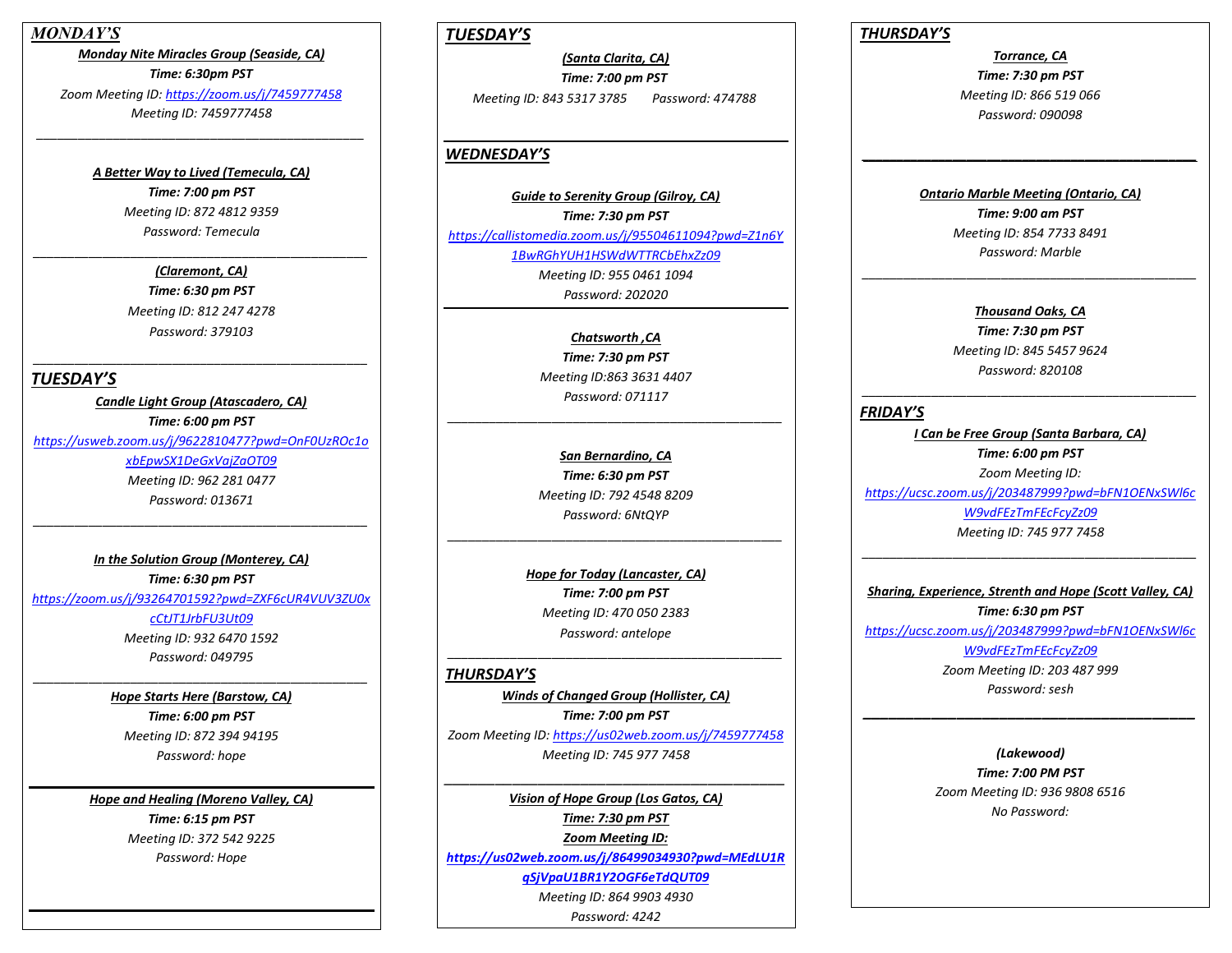## *MONDAY'S*

***Monday Nite Miracles Group (Seaside, CA)***

***Time: 6:30pm PST***

*Zoom Meeting ID: https://zoom.us/j/7459777458*

*Meeting ID: 7459777458*

---

***A Better Way to Lived (Temecula, CA)***

***Time: 7:00 pm PST***

*Meeting ID: 872 4812 9359*

*Password: Temecula*

---

***(Claremont, CA)***

***Time: 6:30 pm PST***

*Meeting ID: 812 247 4278*

*Password: 379103*

---

## *TUESDAY'S*

***Candle Light Group (Atascadero, CA)***

***Time: 6:00 pm PST***

*https://usweb.zoom.us/j/9622810477?pwd=OnF0UzROc1oxbEpwSX1DeGxVajZaOT09*

*Meeting ID: 962 281 0477*

*Password: 013671*

---

***In the Solution Group (Monterey, CA)***

***Time: 6:30 pm PST***

*https://zoom.us/j/93264701592?pwd=ZXF6cUR4VUV3ZU0xcCtJT1JrbFU3Ut09*

*Meeting ID: 932 6470 1592*

*Password: 049795*

---

***Hope Starts Here (Barstow, CA)***

***Time: 6:00 pm PST***

*Meeting ID: 872 394 94195*

*Password: hope*

---

***Hope and Healing (Moreno Valley, CA)***

***Time: 6:15 pm PST***

*Meeting ID: 372 542 9225*

*Password: Hope*

---

## *TUESDAY'S*

***(Santa Clarita, CA)***

***Time: 7:00 pm PST***

*Meeting ID: 843 5317 3785 Password: 474788*

---

## *WEDNESDAY'S*

***Guide to Serenity Group (Gilroy, CA)***

***Time: 7:30 pm PST***

*https://callistomedia.zoom.us/j/95504611094?pwd=Z1n6Y1BwRGhYUH1HSWdWTTRCbEhxZz09*

*Meeting ID: 955 0461 1094*

*Password: 202020*

---

***Chatsworth ,CA***

***Time: 7:30 pm PST***

*Meeting ID:863 3631 4407*

*Password: 071117*

---

***San Bernardino, CA***

***Time: 6:30 pm PST***

*Meeting ID: 792 4548 8209*

*Password: 6NtQYP*

---

***Hope for Today (Lancaster, CA)***

***Time: 7:00 pm PST***

*Meeting ID: 470 050 2383*

*Password: antelope*

---

## *THURSDAY'S*

***Winds of Changed Group (Hollister, CA)***

***Time: 7:00 pm PST***

*Zoom Meeting ID: https://us02web.zoom.us/j/7459777458*

*Meeting ID: 745 977 7458*

---

***Vision of Hope Group (Los Gatos, CA)***

***Time: 7:30 pm PST***

***Zoom Meeting ID:***

***https://us02web.zoom.us/j/86499034930?pwd=MEdLU1RqSjVpaU1BR1Y2OGF6eTdQUT09***

*Meeting ID: 864 9903 4930*

*Password: 4242*

## *THURSDAY'S*

***Torrance, CA***

***Time: 7:30 pm PST***

*Meeting ID: 866 519 066*

*Password: 090098*

---

***Ontario Marble Meeting (Ontario, CA)***

***Time: 9:00 am PST***

*Meeting ID: 854 7733 8491*

*Password: Marble*

---

***Thousand Oaks, CA***

***Time: 7:30 pm PST***

*Meeting ID: 845 5457 9624*

*Password: 820108*

---

## *FRIDAY'S*

***I Can be Free Group (Santa Barbara, CA)***

***Time: 6:00 pm PST***

*Zoom Meeting ID:*

*https://ucsc.zoom.us/j/203487999?pwd=bFN1OENxSWl6cW9vdFEzTmFEcFcyZz09*

*Meeting ID: 745 977 7458*

---

***Sharing, Experience, Strenth and Hope (Scott Valley, CA)***

***Time: 6:30 pm PST***

*https://ucsc.zoom.us/j/203487999?pwd=bFN1OENxSWl6cW9vdFEzTmFEcFcyZz09*

*Zoom Meeting ID: 203 487 999*

*Password: sesh*

---

***(Lakewood)***

***Time: 7:00 PM PST***

*Zoom Meeting ID: 936 9808 6516*

*No Password:*